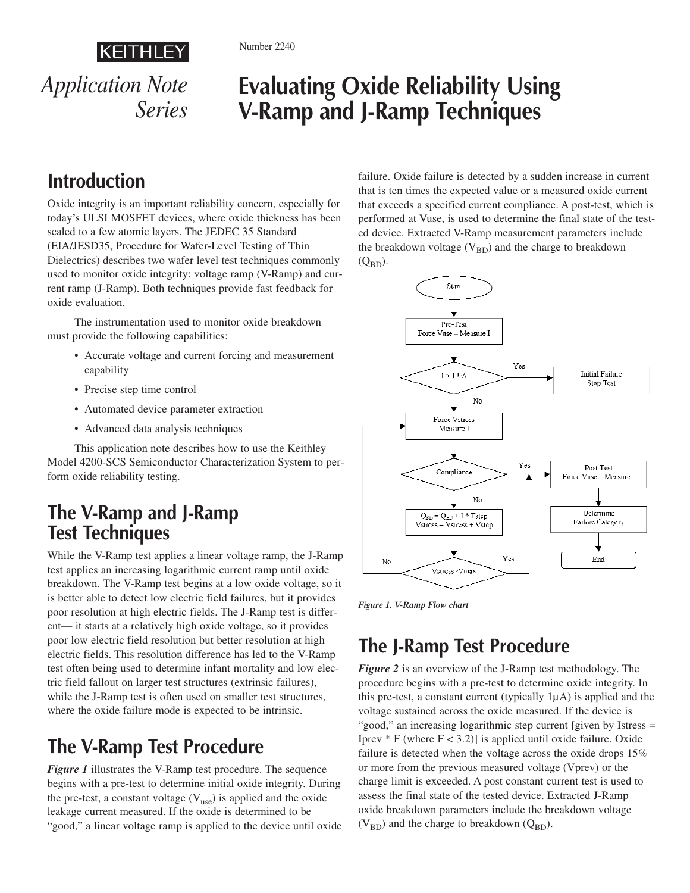KEITHLEY

*Application Note Series*

Number 2240

# Evaluating Oxide Reliability Using V-Ramp and J-Ramp Techniques

## Introduction

Oxide integrity is an important reliability concern, especially for today's ULSI MOSFET devices, where oxide thickness has been scaled to a few atomic layers. The JEDEC 35 Standard (EIA/JESD35, Procedure for Wafer-Level Testing of Thin Dielectrics) describes two wafer level test techniques commonly used to monitor oxide integrity: voltage ramp (V-Ramp) and current ramp (J-Ramp). Both techniques provide fast feedback for oxide evaluation.

The instrumentation used to monitor oxide breakdown must provide the following capabilities:

- Accurate voltage and current forcing and measurement capability
- Precise step time control
- Automated device parameter extraction
- Advanced data analysis techniques

This application note describes how to use the Keithley Model 4200-SCS Semiconductor Characterization System to perform oxide reliability testing.

## The V-Ramp and J-Ramp Test Techniques

While the V-Ramp test applies a linear voltage ramp, the J-Ramp test applies an increasing logarithmic current ramp until oxide breakdown. The V-Ramp test begins at a low oxide voltage, so it is better able to detect low electric field failures, but it provides poor resolution at high electric fields. The J-Ramp test is different— it starts at a relatively high oxide voltage, so it provides poor low electric field resolution but better resolution at high electric fields. This resolution difference has led to the V-Ramp test often being used to determine infant mortality and low electric field fallout on larger test structures (extrinsic failures), while the J-Ramp test is often used on smaller test structures, where the oxide failure mode is expected to be intrinsic.

## The V-Ramp Test Procedure

***Figure 1*** illustrates the V-Ramp test procedure. The sequence begins with a pre-test to determine initial oxide integrity. During the pre-test, a constant voltage ($V_{use}$) is applied and the oxide leakage current measured. If the oxide is determined to be "good," a linear voltage ramp is applied to the device until oxide failure. Oxide failure is detected by a sudden increase in current that is ten times the expected value or a measured oxide current that exceeds a specified current compliance. A post-test, which is performed at Vuse, is used to determine the final state of the tested device. Extracted V-Ramp measurement parameters include the breakdown voltage ($V_{BD}$) and the charge to breakdown ($Q_{BD}$).

```
Start
  -> Pre-Test: Force Vuse – Measure I
  -> I > 1 µA?  Yes -> Initial Failure, Stop Test
                No  -> Force Vstress, Measure I
  -> Compliance?  Yes -> Post Test: Force Vuse – Measure I
                  No  -> Q_BD = Q_BD + I * Tstep; Vstress = Vstress + Vstep
  -> Vstress>Vmax?  No  -> Force Vstress, Measure I
                    Yes -> Post Test: Force Vuse – Measure I
Post Test -> Determine Failure Category -> End
```

*Figure 1. V-Ramp Flow chart*

## The J-Ramp Test Procedure

***Figure 2*** is an overview of the J-Ramp test methodology. The procedure begins with a pre-test to determine oxide integrity. In this pre-test, a constant current (typically 1µA) is applied and the voltage sustained across the oxide measured. If the device is "good," an increasing logarithmic step current [given by Istress = Iprev * F (where F < 3.2)] is applied until oxide failure. Oxide failure is detected when the voltage across the oxide drops 15% or more from the previous measured voltage (Vprev) or the charge limit is exceeded. A post constant current test is used to assess the final state of the tested device. Extracted J-Ramp oxide breakdown parameters include the breakdown voltage ($V_{BD}$) and the charge to breakdown ($Q_{BD}$).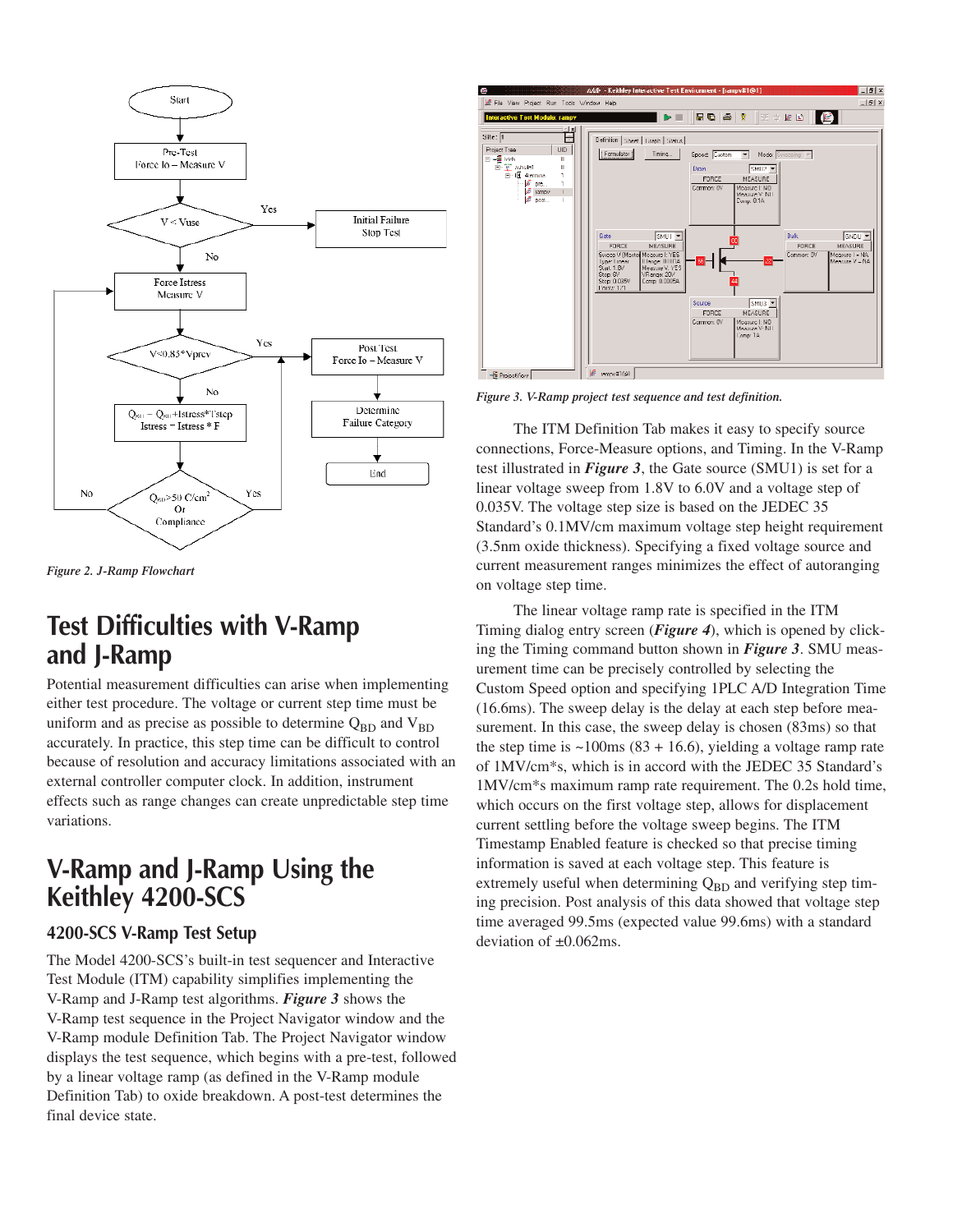*Figure 2. J-Ramp Flowchart*

## Test Difficulties with V-Ramp and J-Ramp

Potential measurement difficulties can arise when implementing either test procedure. The voltage or current step time must be uniform and as precise as possible to determine $Q_{BD}$ and $V_{BD}$ accurately. In practice, this step time can be difficult to control because of resolution and accuracy limitations associated with an external controller computer clock. In addition, instrument effects such as range changes can create unpredictable step time variations.

## V-Ramp and J-Ramp Using the Keithley 4200-SCS

### 4200-SCS V-Ramp Test Setup

The Model 4200-SCS's built-in test sequencer and Interactive Test Module (ITM) capability simplifies implementing the V-Ramp and J-Ramp test algorithms. ***Figure 3*** shows the V-Ramp test sequence in the Project Navigator window and the V-Ramp module Definition Tab. The Project Navigator window displays the test sequence, which begins with a pre-test, followed by a linear voltage ramp (as defined in the V-Ramp module Definition Tab) to oxide breakdown. A post-test determines the final device state.

*Figure 3. V-Ramp project test sequence and test definition.*

The ITM Definition Tab makes it easy to specify source connections, Force-Measure options, and Timing. In the V-Ramp test illustrated in ***Figure 3***, the Gate source (SMU1) is set for a linear voltage sweep from 1.8V to 6.0V and a voltage step of 0.035V. The voltage step size is based on the JEDEC 35 Standard's 0.1MV/cm maximum voltage step height requirement (3.5nm oxide thickness). Specifying a fixed voltage source and current measurement ranges minimizes the effect of autoranging on voltage step time.

The linear voltage ramp rate is specified in the ITM Timing dialog entry screen (***Figure 4***), which is opened by clicking the Timing command button shown in ***Figure 3***. SMU measurement time can be precisely controlled by selecting the Custom Speed option and specifying 1PLC A/D Integration Time (16.6ms). The sweep delay is the delay at each step before measurement. In this case, the sweep delay is chosen (83ms) so that the step time is ~100ms (83 + 16.6), yielding a voltage ramp rate of 1MV/cm*s, which is in accord with the JEDEC 35 Standard's 1MV/cm*s maximum ramp rate requirement. The 0.2s hold time, which occurs on the first voltage step, allows for displacement current settling before the voltage sweep begins. The ITM Timestamp Enabled feature is checked so that precise timing information is saved at each voltage step. This feature is extremely useful when determining $Q_{BD}$ and verifying step timing precision. Post analysis of this data showed that voltage step time averaged 99.5ms (expected value 99.6ms) with a standard deviation of ±0.062ms.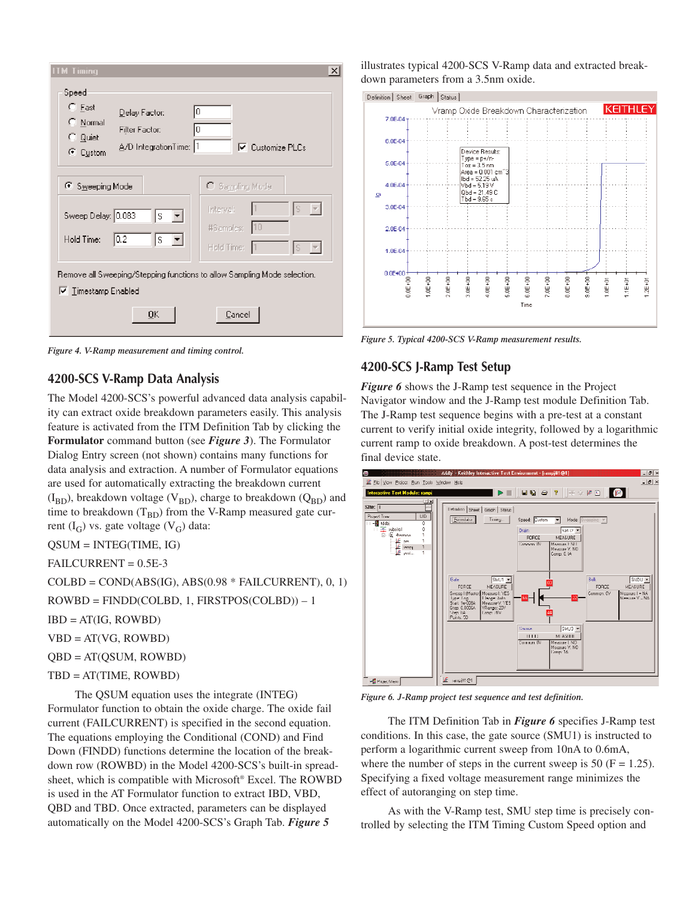*Figure 4. V-Ramp measurement and timing control.*

## 4200-SCS V-Ramp Data Analysis

The Model 4200-SCS's powerful advanced data analysis capability can extract oxide breakdown parameters easily. This analysis feature is activated from the ITM Definition Tab by clicking the **Formulator** command button (see ***Figure 3***). The Formulator Dialog Entry screen (not shown) contains many functions for data analysis and extraction. A number of Formulator equations are used for automatically extracting the breakdown current ($I_{BD}$), breakdown voltage ($V_{BD}$), charge to breakdown ($Q_{BD}$) and time to breakdown ($T_{BD}$) from the V-Ramp measured gate current ($I_G$) vs. gate voltage ($V_G$) data:

QSUM = INTEG(TIME, IG)

FAILCURRENT = 0.5E-3

COLBD = COND(ABS(IG), ABS(0.98 * FAILCURRENT), 0, 1)

ROWBD = FINDD(COLBD, 1, FIRSTPOS(COLBD)) – 1

IBD = AT(IG, ROWBD)

VBD = AT(VG, ROWBD)

QBD = AT(QSUM, ROWBD)

TBD = AT(TIME, ROWBD)

The QSUM equation uses the integrate (INTEG) Formulator function to obtain the oxide charge. The oxide fail current (FAILCURRENT) is specified in the second equation. The equations employing the Conditional (COND) and Find Down (FINDD) functions determine the location of the breakdown row (ROWBD) in the Model 4200-SCS's built-in spreadsheet, which is compatible with Microsoft® Excel. The ROWBD is used in the AT Formulator function to extract IBD, VBD, QBD and TBD. Once extracted, parameters can be displayed automatically on the Model 4200-SCS's Graph Tab. ***Figure 5*** illustrates typical 4200-SCS V-Ramp data and extracted breakdown parameters from a 3.5nm oxide.

*Figure 5. Typical 4200-SCS V-Ramp measurement results.*

## 4200-SCS J-Ramp Test Setup

***Figure 6*** shows the J-Ramp test sequence in the Project Navigator window and the J-Ramp test module Definition Tab. The J-Ramp test sequence begins with a pre-test at a constant current to verify initial oxide integrity, followed by a logarithmic current ramp to oxide breakdown. A post-test determines the final device state.

*Figure 6. J-Ramp project test sequence and test definition.*

The ITM Definition Tab in ***Figure 6*** specifies J-Ramp test conditions. In this case, the gate source (SMU1) is instructed to perform a logarithmic current sweep from 10nA to 0.6mA, where the number of steps in the current sweep is 50 (F = 1.25). Specifying a fixed voltage measurement range minimizes the effect of autoranging on step time.

As with the V-Ramp test, SMU step time is precisely controlled by selecting the ITM Timing Custom Speed option and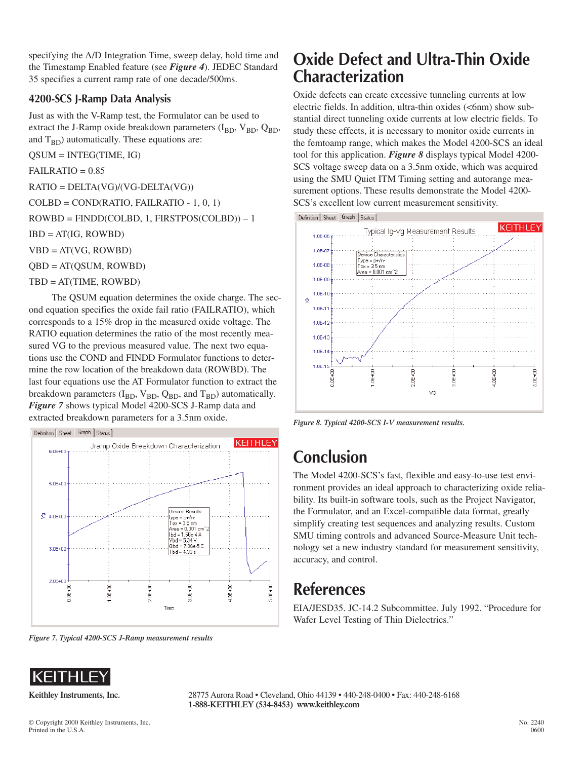specifying the A/D Integration Time, sweep delay, hold time and the Timestamp Enabled feature (see ***Figure 4***). JEDEC Standard 35 specifies a current ramp rate of one decade/500ms.

### 4200-SCS J-Ramp Data Analysis

Just as with the V-Ramp test, the Formulator can be used to extract the J-Ramp oxide breakdown parameters ($I_{BD}$, $V_{BD}$, $Q_{BD}$, and $T_{BD}$) automatically. These equations are:

QSUM = INTEG(TIME, IG)

FAILRATIO = 0.85

RATIO = DELTA(VG)/(VG-DELTA(VG))

COLBD = COND(RATIO, FAILRATIO - 1, 0, 1)

ROWBD = FINDD(COLBD, 1, FIRSTPOS(COLBD)) – 1

IBD = AT(IG, ROWBD)

VBD = AT(VG, ROWBD)

QBD = AT(QSUM, ROWBD)

TBD = AT(TIME, ROWBD)

The QSUM equation determines the oxide charge. The second equation specifies the oxide fail ratio (FAILRATIO), which corresponds to a 15% drop in the measured oxide voltage. The RATIO equation determines the ratio of the most recently measured VG to the previous measured value. The next two equations use the COND and FINDD Formulator functions to determine the row location of the breakdown data (ROWBD). The last four equations use the AT Formulator function to extract the breakdown parameters ($I_{BD}$, $V_{BD}$, $Q_{BD}$, and $T_{BD}$) automatically. ***Figure 7*** shows typical Model 4200-SCS J-Ramp data and extracted breakdown parameters for a 3.5nm oxide.

Definition | Sheet | Graph | Status

Jramp Oxide Breakdown Characterization

KEITHLEY

Vg

6.0E+00
5.0E+00
4.0E+00
3.0E+00
2.0E+00

0.0E+00
1.0E+00
2.0E+00
3.0E+00
4.0E+00
5.0E+00

Time

Device Results:
type = p+/n-
Tox = 3.5 nm
Area = 0.001 cm^2
Ibd = 1.56e-4 A
Vbd = 5.34 V
Qbd = 7.06e-5 C
Tbd = 4.33 s

*Figure 7. Typical 4200-SCS J-Ramp measurement results*

## Oxide Defect and Ultra-Thin Oxide Characterization

Oxide defects can create excessive tunneling currents at low electric fields. In addition, ultra-thin oxides (<6nm) show substantial direct tunneling oxide currents at low electric fields. To study these effects, it is necessary to monitor oxide currents in the femtoamp range, which makes the Model 4200-SCS an ideal tool for this application. ***Figure 8*** displays typical Model 4200-SCS voltage sweep data on a 3.5nm oxide, which was acquired using the SMU Quiet ITM Timing setting and autorange measurement options. These results demonstrate the Model 4200-SCS's excellent low current measurement sensitivity.

Definition | Sheet | Graph | Status

Typical Ig-Vg Measurement Results

KEITHLEY

IG

1.0E-06
1.0E-07
1.0E-08
1.0E-09
1.0E-10
1.0E-11
1.0E-12
1.0E-13
1.0E-14
1.0E-15

0.0E+00
1.0E+00
2.0E+00
3.0E+00
4.0E+00
5.0E+00

VG

Device Characteristics:
Type = p+/n-
Tox = 3.5 nm
Area = 0.001 cm^2

*Figure 8. Typical 4200-SCS I-V measurement results.*

## Conclusion

The Model 4200-SCS's fast, flexible and easy-to-use test environment provides an ideal approach to characterizing oxide reliability. Its built-in software tools, such as the Project Navigator, the Formulator, and an Excel-compatible data format, greatly simplify creating test sequences and analyzing results. Custom SMU timing controls and advanced Source-Measure Unit technology set a new industry standard for measurement sensitivity, accuracy, and control.

## References

EIA/JESD35. JC-14.2 Subcommittee. July 1992. "Procedure for Wafer Level Testing of Thin Dielectrics."

KEITHLEY

**Keithley Instruments, Inc.**

28775 Aurora Road • Cleveland, Ohio 44139 • 440-248-0400 • Fax: 440-248-6168
**1-888-KEITHLEY (534-8453) www.keithley.com**

© Copyright 2000 Keithley Instruments, Inc.
Printed in the U.S.A.

No. 2240
0600